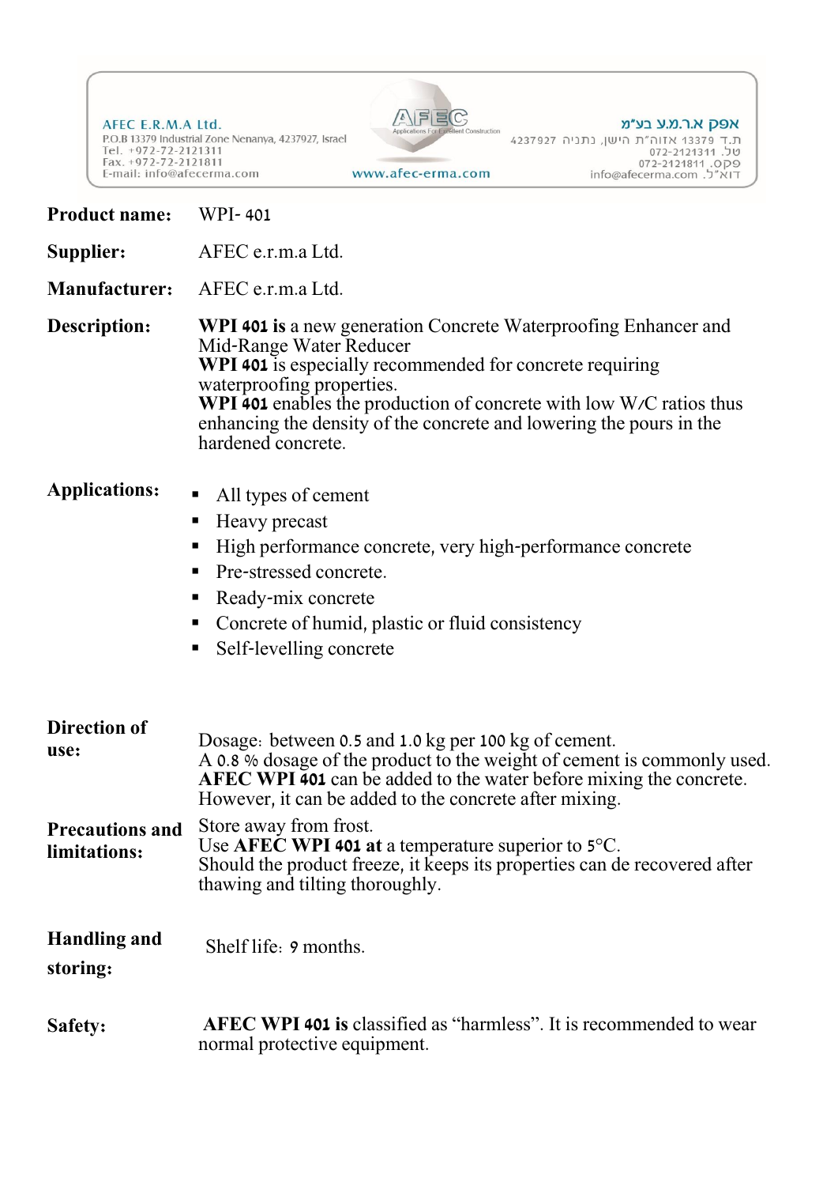AFEC E.R.M.A Ltd.
P.O.B 13379 Industrial Zone Nenanya, 4237927, Israel
Tel. +972-72-2121311
Fax. +972-72-2121811
E-mail: info@afecerma.com

AFEC
Applications For Excellent Construction

www.afec-erma.com

אפק א.ר.מ.ע בע"מ
ת.ד 13379 אזוה"ת הישן, נתניה 4237927
טל. 072-2121311
פקס. 072-2121811
דוא"ל. info@afecerma.com

**Product name:** WPI- 401

**Supplier:** AFEC e.r.m.a Ltd.

**Manufacturer:** AFEC e.r.m.a Ltd.

**Description:**
**WPI 401 is** a new generation Concrete Waterproofing Enhancer and Mid-Range Water Reducer
**WPI 401** is especially recommended for concrete requiring waterproofing properties.
**WPI 401** enables the production of concrete with low W/C ratios thus enhancing the density of the concrete and lowering the pours in the hardened concrete.

**Applications:**

- All types of cement
- Heavy precast
- High performance concrete, very high-performance concrete
- Pre-stressed concrete.
- Ready-mix concrete
- Concrete of humid, plastic or fluid consistency
- Self-levelling concrete

**Direction of use:**
Dosage: between 0.5 and 1.0 kg per 100 kg of cement.
A 0.8 % dosage of the product to the weight of cement is commonly used.
**AFEC WPI 401** can be added to the water before mixing the concrete.
However, it can be added to the concrete after mixing.

**Precautions and limitations:**
Store away from frost.
Use **AFEC WPI 401 at** a temperature superior to 5°C.
Should the product freeze, it keeps its properties can de recovered after thawing and tilting thoroughly.

**Handling and storing:**
Shelf life: 9 months.

**Safety:**
**AFEC WPI 401 is** classified as "harmless". It is recommended to wear normal protective equipment.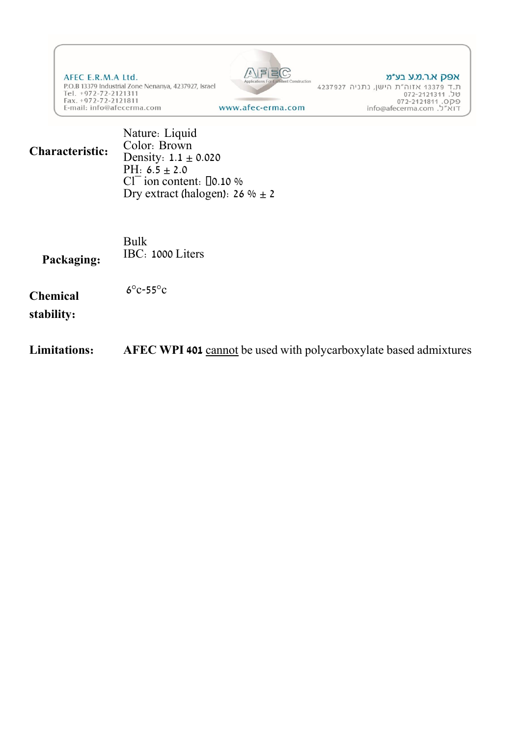**Characteristic:**

Nature: Liquid
Color: Brown
Density: 1.1 ± 0.020
PH: 6.5 ± 2.0
$Cl^{-}$ ion content: ≤0.10 %
Dry extract (halogen): 26 % ± 2

**Packaging:**

Bulk
IBC: 1000 Liters

**Chemical stability:**

6°c-55°c

**Limitations:**

**AFEC WPI 401** cannot be used with polycarboxylate based admixtures